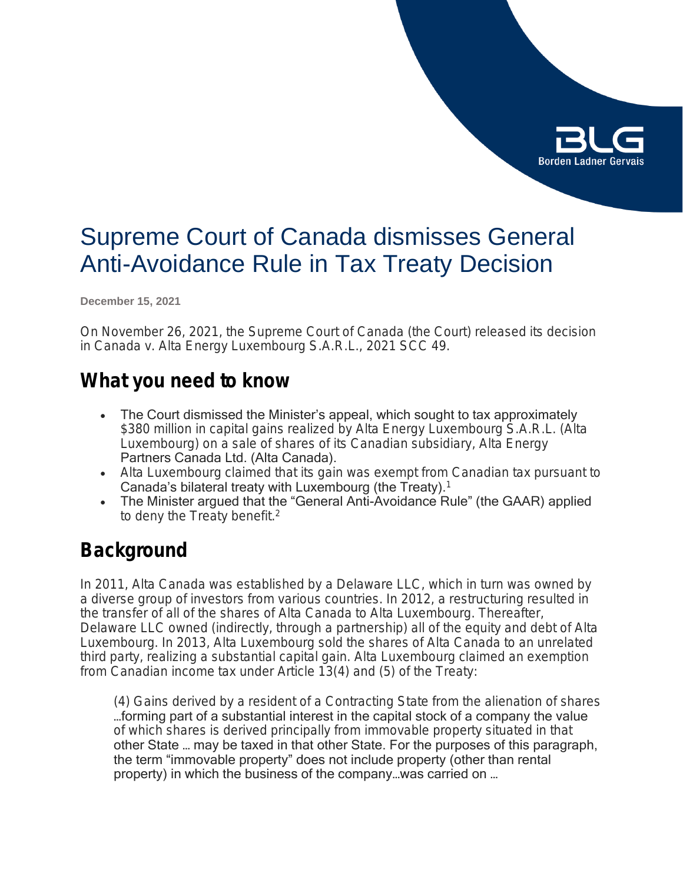# Supreme Court of Canada dismisses General Anti-Avoidance Rule in Tax Treaty Decision

**December 15, 2021**

On November 26, 2021, the Supreme Court of Canada (the Court) released its decision in Canada v. Alta Energy Luxembourg S.A.R.L., 2021 SCC 49.

## What you need to know

- The Court dismissed the Minister's appeal, which sought to tax approximately $380 million in capital gains realized by Alta Energy Luxembourg S.A.R.L. (Alta Luxembourg) on a sale of shares of its Canadian subsidiary, Alta Energy Partners Canada Ltd. (Alta Canada).
- Alta Luxembourg claimed that its gain was exempt from Canadian tax pursuant to Canada's bilateral treaty with Luxembourg (the Treaty).[1]
- The Minister argued that the "General Anti-Avoidance Rule" (the GAAR) applied to deny the Treaty benefit.[2]

## Background

In 2011, Alta Canada was established by a Delaware LLC, which in turn was owned by a diverse group of investors from various countries. In 2012, a restructuring resulted in the transfer of all of the shares of Alta Canada to Alta Luxembourg. Thereafter, Delaware LLC owned (indirectly, through a partnership) all of the equity and debt of Alta Luxembourg. In 2013, Alta Luxembourg sold the shares of Alta Canada to an unrelated third party, realizing a substantial capital gain. Alta Luxembourg claimed an exemption from Canadian income tax under Article 13(4) and (5) of the Treaty:

> (4) Gains derived by a resident of a Contracting State from the alienation of shares …forming part of a substantial interest in the capital stock of a company the value of which shares is derived principally from immovable property situated in that other State … may be taxed in that other State. For the purposes of this paragraph, the term "immovable property" does not include property (other than rental property) in which the business of the company…was carried on …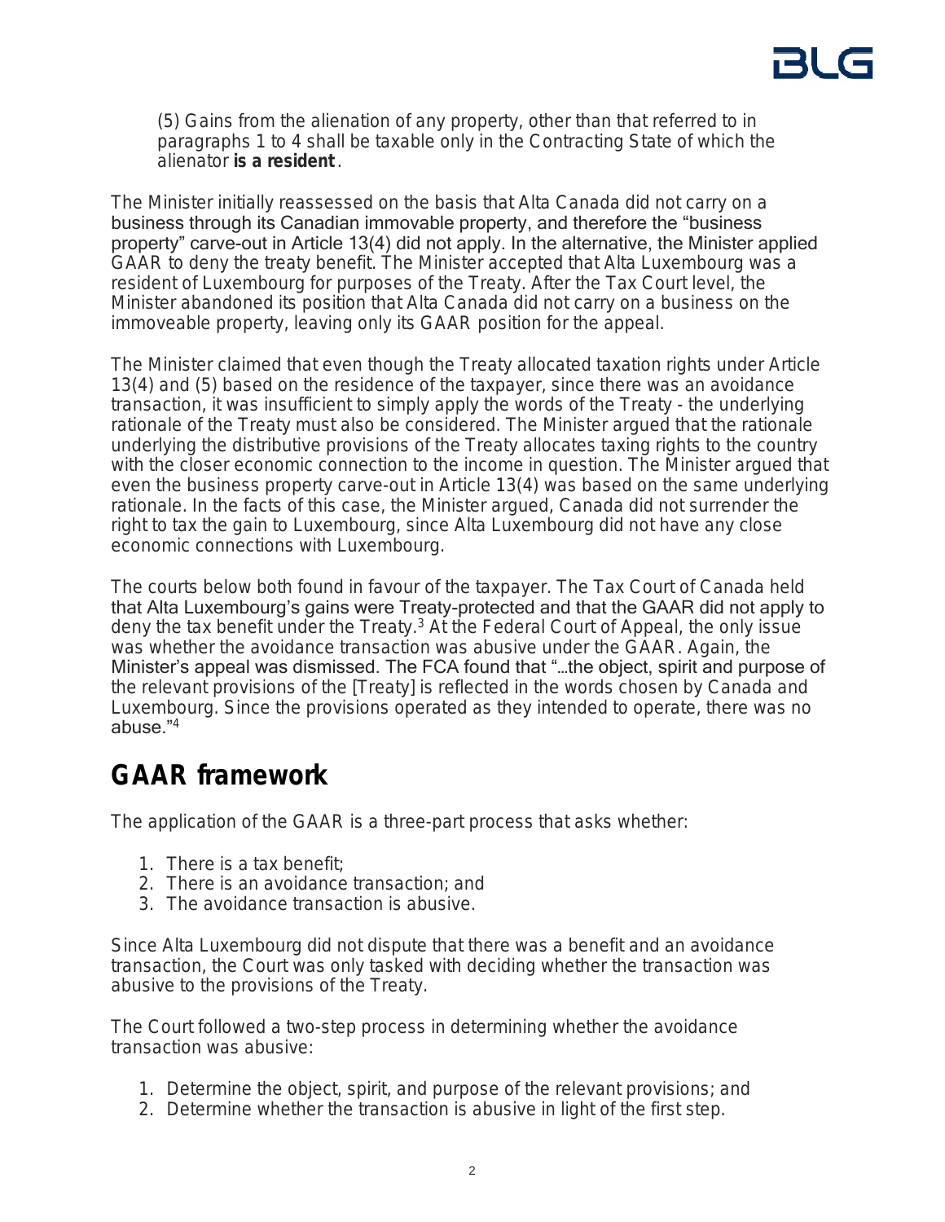(5) Gains from the alienation of any property, other than that referred to in paragraphs 1 to 4 shall be taxable only in the Contracting State of which the alienator **is a resident**.

The Minister initially reassessed on the basis that Alta Canada did not carry on a business through its Canadian immovable property, and therefore the "business property" carve-out in Article 13(4) did not apply. In the alternative, the Minister applied GAAR to deny the treaty benefit. The Minister accepted that Alta Luxembourg was a resident of Luxembourg for purposes of the Treaty. After the Tax Court level, the Minister abandoned its position that Alta Canada did not carry on a business on the immoveable property, leaving only its GAAR position for the appeal.

The Minister claimed that even though the Treaty allocated taxation rights under Article 13(4) and (5) based on the residence of the taxpayer, since there was an avoidance transaction, it was insufficient to simply apply the words of the Treaty - the underlying rationale of the Treaty must also be considered. The Minister argued that the rationale underlying the distributive provisions of the Treaty allocates taxing rights to the country with the closer economic connection to the income in question. The Minister argued that even the business property carve-out in Article 13(4) was based on the same underlying rationale. In the facts of this case, the Minister argued, Canada did not surrender the right to tax the gain to Luxembourg, since Alta Luxembourg did not have any close economic connections with Luxembourg.

The courts below both found in favour of the taxpayer. The Tax Court of Canada held that Alta Luxembourg's gains were Treaty-protected and that the GAAR did not apply to deny the tax benefit under the Treaty.[3] At the Federal Court of Appeal, the only issue was whether the avoidance transaction was abusive under the GAAR. Again, the Minister's appeal was dismissed. The FCA found that "...the object, spirit and purpose of the relevant provisions of the [Treaty] is reflected in the words chosen by Canada and Luxembourg. Since the provisions operated as they intended to operate, there was no abuse."[4]

## GAAR framework

The application of the GAAR is a three-part process that asks whether:

1. There is a tax benefit;
2. There is an avoidance transaction; and
3. The avoidance transaction is abusive.

Since Alta Luxembourg did not dispute that there was a benefit and an avoidance transaction, the Court was only tasked with deciding whether the transaction was abusive to the provisions of the Treaty.

The Court followed a two-step process in determining whether the avoidance transaction was abusive:

1. Determine the object, spirit, and purpose of the relevant provisions; and
2. Determine whether the transaction is abusive in light of the first step.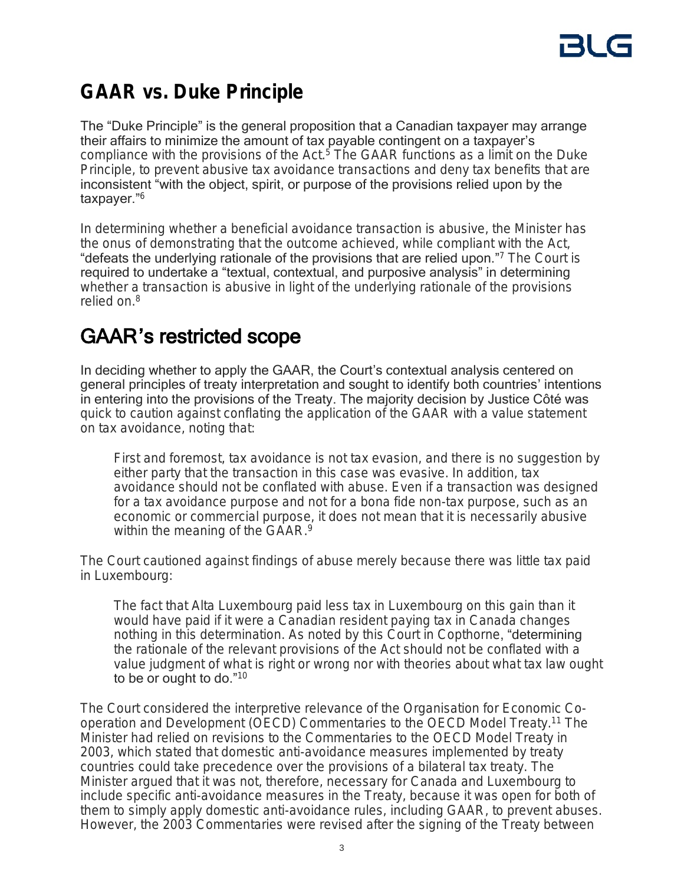## GAAR vs. Duke Principle

The "Duke Principle" is the general proposition that a Canadian taxpayer may arrange their affairs to minimize the amount of tax payable contingent on a taxpayer's compliance with the provisions of the Act.[5] The GAAR functions as a limit on the Duke Principle, to prevent abusive tax avoidance transactions and deny tax benefits that are inconsistent "with the object, spirit, or purpose of the provisions relied upon by the taxpayer."[6]

In determining whether a beneficial avoidance transaction is abusive, the Minister has the onus of demonstrating that the outcome achieved, while compliant with the Act, "defeats the underlying rationale of the provisions that are relied upon."[7] The Court is required to undertake a "textual, contextual, and purposive analysis" in determining whether a transaction is abusive in light of the underlying rationale of the provisions relied on.[8]

## GAAR's restricted scope

In deciding whether to apply the GAAR, the Court's contextual analysis centered on general principles of treaty interpretation and sought to identify both countries' intentions in entering into the provisions of the Treaty. The majority decision by Justice Côté was quick to caution against conflating the application of the GAAR with a value statement on tax avoidance, noting that:

> First and foremost, tax avoidance is not tax evasion, and there is no suggestion by either party that the transaction in this case was evasive. In addition, tax avoidance should not be conflated with abuse. Even if a transaction was designed for a tax avoidance purpose and not for a bona fide non-tax purpose, such as an economic or commercial purpose, it does not mean that it is necessarily abusive within the meaning of the GAAR.[9]

The Court cautioned against findings of abuse merely because there was little tax paid in Luxembourg:

> The fact that Alta Luxembourg paid less tax in Luxembourg on this gain than it would have paid if it were a Canadian resident paying tax in Canada changes nothing in this determination. As noted by this Court in Copthorne, "determining the rationale of the relevant provisions of the Act should not be conflated with a value judgment of what is right or wrong nor with theories about what tax law ought to be or ought to do."[10]

The Court considered the interpretive relevance of the Organisation for Economic Co-operation and Development (OECD) Commentaries to the OECD Model Treaty.[11] The Minister had relied on revisions to the Commentaries to the OECD Model Treaty in 2003, which stated that domestic anti-avoidance measures implemented by treaty countries could take precedence over the provisions of a bilateral tax treaty. The Minister argued that it was not, therefore, necessary for Canada and Luxembourg to include specific anti-avoidance measures in the Treaty, because it was open for both of them to simply apply domestic anti-avoidance rules, including GAAR, to prevent abuses. However, the 2003 Commentaries were revised after the signing of the Treaty between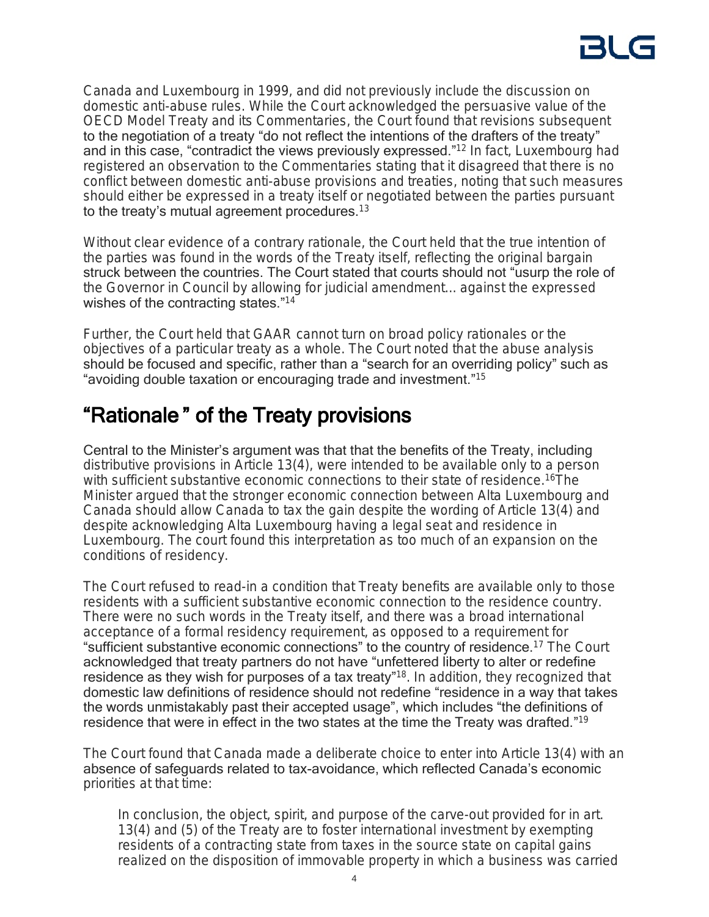Canada and Luxembourg in 1999, and did not previously include the discussion on domestic anti-abuse rules. While the Court acknowledged the persuasive value of the OECD Model Treaty and its Commentaries, the Court found that revisions subsequent to the negotiation of a treaty "do not reflect the intentions of the drafters of the treaty" and in this case, "contradict the views previously expressed."[12] In fact, Luxembourg had registered an observation to the Commentaries stating that it disagreed that there is no conflict between domestic anti-abuse provisions and treaties, noting that such measures should either be expressed in a treaty itself or negotiated between the parties pursuant to the treaty's mutual agreement procedures.[13]

Without clear evidence of a contrary rationale, the Court held that the true intention of the parties was found in the words of the Treaty itself, reflecting the original bargain struck between the countries. The Court stated that courts should not "usurp the role of the Governor in Council by allowing for judicial amendment… against the expressed wishes of the contracting states."[14]

Further, the Court held that GAAR cannot turn on broad policy rationales or the objectives of a particular treaty as a whole. The Court noted that the abuse analysis should be focused and specific, rather than a "search for an overriding policy" such as "avoiding double taxation or encouraging trade and investment."[15]

## "Rationale" of the Treaty provisions

Central to the Minister's argument was that that the benefits of the Treaty, including distributive provisions in Article 13(4), were intended to be available only to a person with sufficient substantive economic connections to their state of residence.[16] The Minister argued that the stronger economic connection between Alta Luxembourg and Canada should allow Canada to tax the gain despite the wording of Article 13(4) and despite acknowledging Alta Luxembourg having a legal seat and residence in Luxembourg. The court found this interpretation as too much of an expansion on the conditions of residency.

The Court refused to read-in a condition that Treaty benefits are available only to those residents with a sufficient substantive economic connection to the residence country. There were no such words in the Treaty itself, and there was a broad international acceptance of a formal residency requirement, as opposed to a requirement for "sufficient substantive economic connections" to the country of residence.[17] The Court acknowledged that treaty partners do not have "unfettered liberty to alter or redefine residence as they wish for purposes of a tax treaty"[18]. In addition, they recognized that domestic law definitions of residence should not redefine "residence in a way that takes the words unmistakably past their accepted usage", which includes "the definitions of residence that were in effect in the two states at the time the Treaty was drafted."[19]

The Court found that Canada made a deliberate choice to enter into Article 13(4) with an absence of safeguards related to tax-avoidance, which reflected Canada's economic priorities at that time:

> In conclusion, the object, spirit, and purpose of the carve-out provided for in art. 13(4) and (5) of the Treaty are to foster international investment by exempting residents of a contracting state from taxes in the source state on capital gains realized on the disposition of immovable property in which a business was carried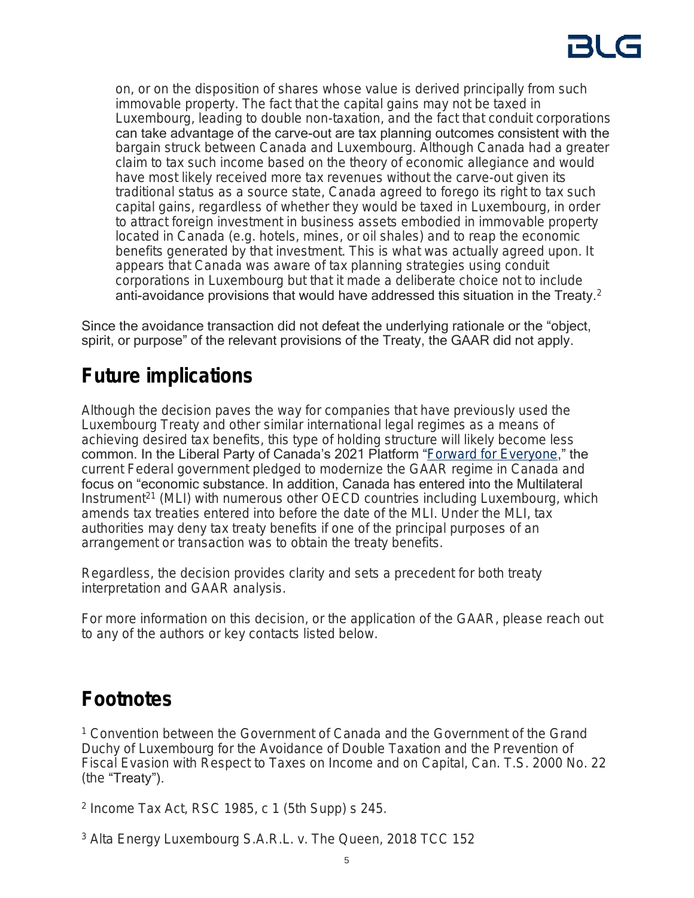> on, or on the disposition of shares whose value is derived principally from such immovable property. The fact that the capital gains may not be taxed in Luxembourg, leading to double non-taxation, and the fact that conduit corporations can take advantage of the carve-out are tax planning outcomes consistent with the bargain struck between Canada and Luxembourg. Although Canada had a greater claim to tax such income based on the theory of economic allegiance and would have most likely received more tax revenues without the carve-out given its traditional status as a source state, Canada agreed to forego its right to tax such capital gains, regardless of whether they would be taxed in Luxembourg, in order to attract foreign investment in business assets embodied in immovable property located in Canada (e.g. hotels, mines, or oil shales) and to reap the economic benefits generated by that investment. This is what was actually agreed upon. It appears that Canada was aware of tax planning strategies using conduit corporations in Luxembourg but that it made a deliberate choice not to include anti-avoidance provisions that would have addressed this situation in the Treaty.[2]

Since the avoidance transaction did not defeat the underlying rationale or the "object, spirit, or purpose" of the relevant provisions of the Treaty, the GAAR did not apply.

## Future implications

Although the decision paves the way for companies that have previously used the Luxembourg Treaty and other similar international legal regimes as a means of achieving desired tax benefits, this type of holding structure will likely become less common. In the Liberal Party of Canada's 2021 Platform "Forward for Everyone," the current Federal government pledged to modernize the GAAR regime in Canada and focus on "economic substance. In addition, Canada has entered into the Multilateral Instrument[21] (MLI) with numerous other OECD countries including Luxembourg, which amends tax treaties entered into before the date of the MLI. Under the MLI, tax authorities may deny tax treaty benefits if one of the principal purposes of an arrangement or transaction was to obtain the treaty benefits.

Regardless, the decision provides clarity and sets a precedent for both treaty interpretation and GAAR analysis.

For more information on this decision, or the application of the GAAR, please reach out to any of the authors or key contacts listed below.

## Footnotes

[1] Convention between the Government of Canada and the Government of the Grand Duchy of Luxembourg for the Avoidance of Double Taxation and the Prevention of Fiscal Evasion with Respect to Taxes on Income and on Capital, Can. T.S. 2000 No. 22 (the "Treaty").

[2] Income Tax Act, RSC 1985, c 1 (5th Supp) s 245.

[3] Alta Energy Luxembourg S.A.R.L. v. The Queen, 2018 TCC 152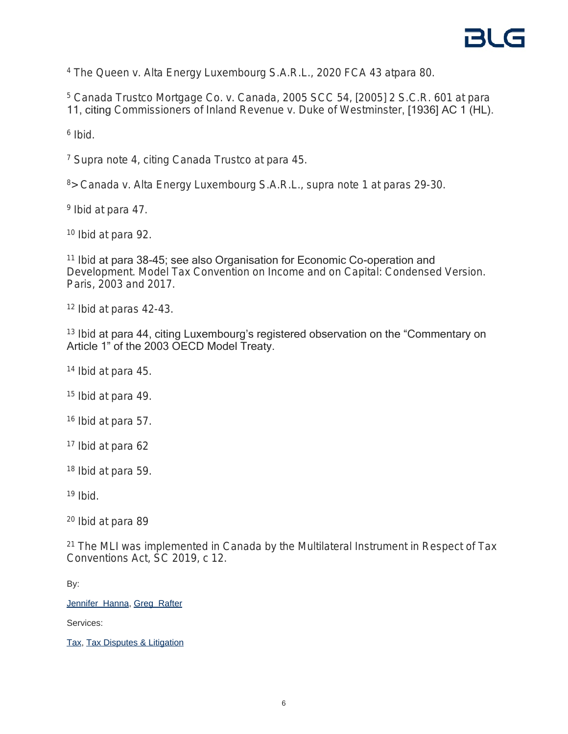[4] The Queen v. Alta Energy Luxembourg S.A.R.L., 2020 FCA 43 atpara 80.

[5] Canada Trustco Mortgage Co. v. Canada, 2005 SCC 54, [2005] 2 S.C.R. 601 at para 11, citing Commissioners of Inland Revenue v. Duke of Westminster, [1936] AC 1 (HL).

[6] Ibid.

[7] Supra note 4, citing Canada Trustco at para 45.

[8]> Canada v. Alta Energy Luxembourg S.A.R.L., supra note 1 at paras 29-30.

[9] Ibid at para 47.

[10] Ibid at para 92.

[11] Ibid at para 38-45; see also Organisation for Economic Co-operation and Development. Model Tax Convention on Income and on Capital: Condensed Version. Paris, 2003 and 2017.

[12] Ibid at paras 42-43.

[13] Ibid at para 44, citing Luxembourg's registered observation on the "Commentary on Article 1" of the 2003 OECD Model Treaty.

[14] Ibid at para 45.

[15] Ibid at para 49.

[16] Ibid at para 57.

[17] Ibid at para 62

[18] Ibid at para 59.

[19] Ibid.

[20] Ibid at para 89

[21] The MLI was implemented in Canada by the Multilateral Instrument in Respect of Tax Conventions Act, SC 2019, c 12.

By:

Jennifer Hanna, Greg Rafter

Services:

Tax, Tax Disputes & Litigation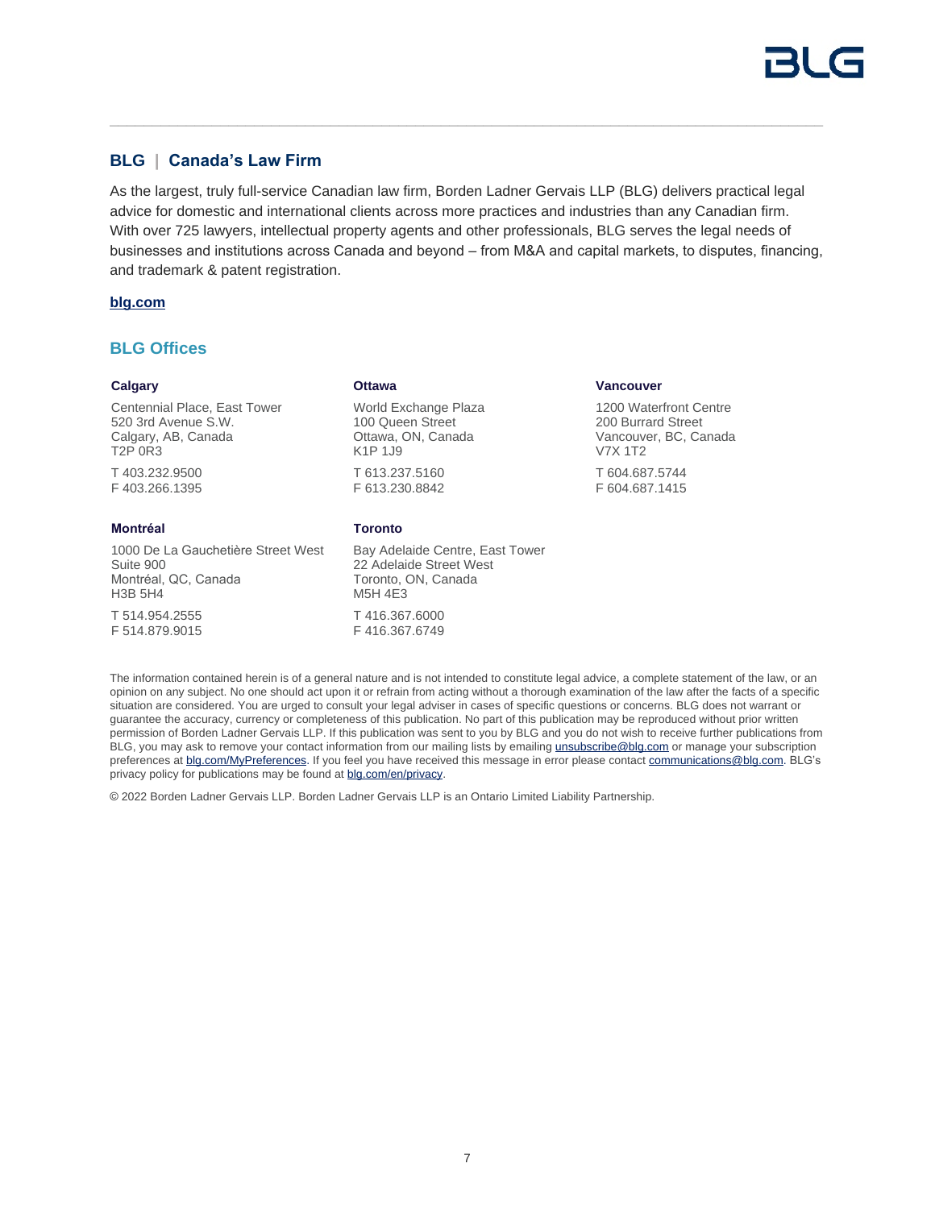## BLG | Canada's Law Firm

As the largest, truly full-service Canadian law firm, Borden Ladner Gervais LLP (BLG) delivers practical legal advice for domestic and international clients across more practices and industries than any Canadian firm. With over 725 lawyers, intellectual property agents and other professionals, BLG serves the legal needs of businesses and institutions across Canada and beyond – from M&A and capital markets, to disputes, financing, and trademark & patent registration.

**blg.com**

## BLG Offices

**Calgary**

Centennial Place, East Tower
520 3rd Avenue S.W.
Calgary, AB, Canada
T2P 0R3

T 403.232.9500
F 403.266.1395

**Ottawa**

World Exchange Plaza
100 Queen Street
Ottawa, ON, Canada
K1P 1J9

T 613.237.5160
F 613.230.8842

**Vancouver**

1200 Waterfront Centre
200 Burrard Street
Vancouver, BC, Canada
V7X 1T2

T 604.687.5744
F 604.687.1415

**Montréal**

1000 De La Gauchetière Street West
Suite 900
Montréal, QC, Canada
H3B 5H4

T 514.954.2555
F 514.879.9015

**Toronto**

Bay Adelaide Centre, East Tower
22 Adelaide Street West
Toronto, ON, Canada
M5H 4E3

T 416.367.6000
F 416.367.6749

The information contained herein is of a general nature and is not intended to constitute legal advice, a complete statement of the law, or an opinion on any subject. No one should act upon it or refrain from acting without a thorough examination of the law after the facts of a specific situation are considered. You are urged to consult your legal adviser in cases of specific questions or concerns. BLG does not warrant or guarantee the accuracy, currency or completeness of this publication. No part of this publication may be reproduced without prior written permission of Borden Ladner Gervais LLP. If this publication was sent to you by BLG and you do not wish to receive further publications from BLG, you may ask to remove your contact information from our mailing lists by emailing unsubscribe@blg.com or manage your subscription preferences at blg.com/MyPreferences. If you feel you have received this message in error please contact communications@blg.com. BLG's privacy policy for publications may be found at blg.com/en/privacy.

© 2022 Borden Ladner Gervais LLP. Borden Ladner Gervais LLP is an Ontario Limited Liability Partnership.